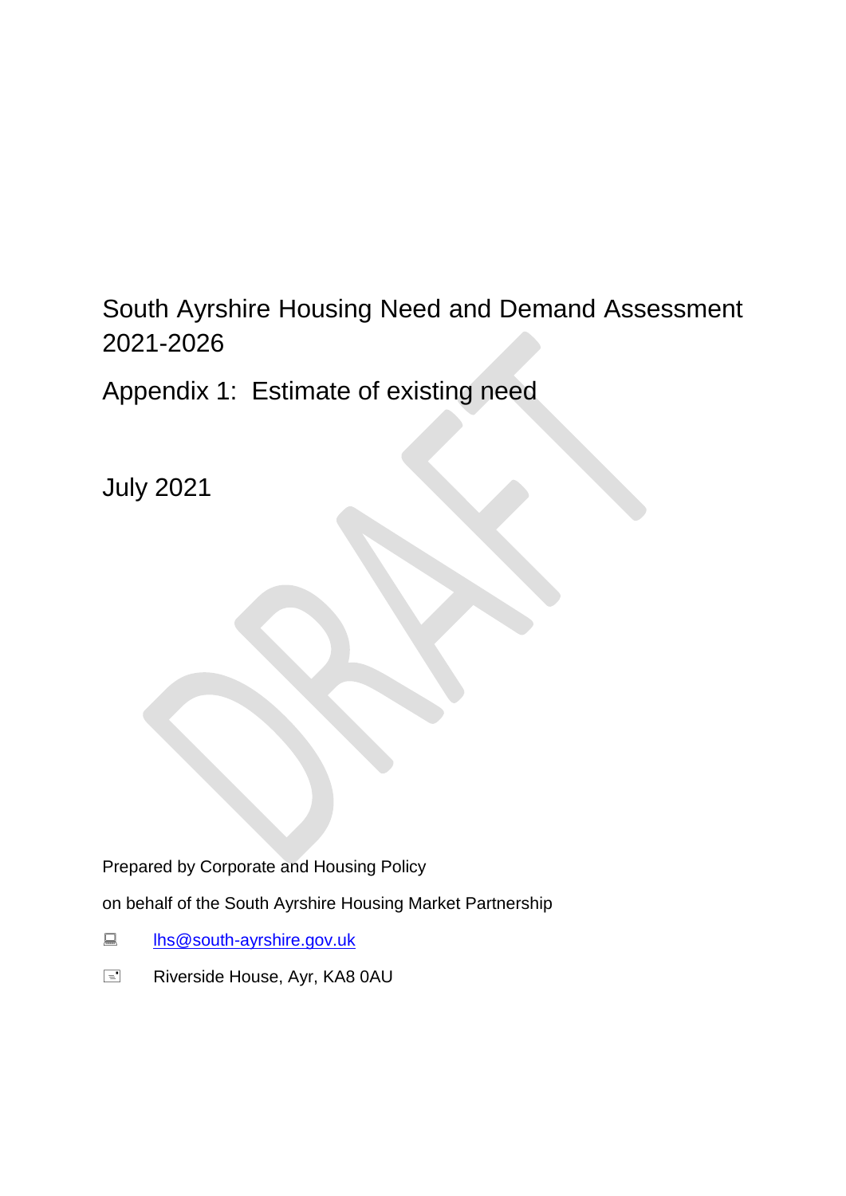# South Ayrshire Housing Need and Demand Assessment 2021-2026

## Appendix 1: Estimate of existing need

July 2021

Prepared by Corporate and Housing Policy

on behalf of the South Ayrshire Housing Market Partnership

lhs@south-ayrshire.gov.uk

Riverside House, Ayr, KA8 0AU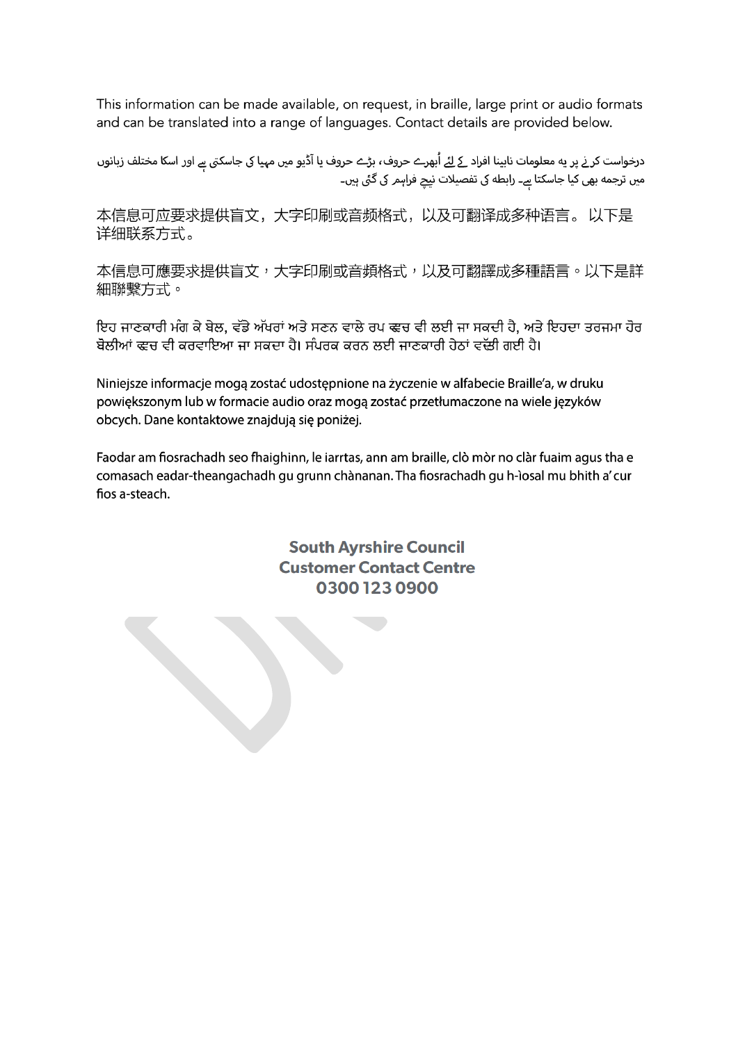This information can be made available, on request, in braille, large print or audio formats and can be translated into a range of languages. Contact details are provided below.

درخواست کرنے پر یہ معلومات نابینا افراد کے لئے اُبھرے حروف، بڑے حروف یا آڈیو میں مہیا کی جاسکتی ہے اور اسکا مختلف زبانوں میں ترجمہ بھی کیا جاسکتا ہے۔ رابطہ کی تفصیلات نیچے فراہم کی گئی ہیں۔

本信息可应要求提供盲文，大字印刷或音频格式，以及可翻译成多种语言。 以下是详细联系方式。

本信息可應要求提供盲文，大字印刷或音頻格式，以及可翻譯成多種語言。以下是詳細聯繫方式。

ਇਹ ਜਾਣਕਾਰੀ ਮੰਗ ਕੇ ਬ੍ਰੇਲ, ਵੱਡੇ ਅੱਖਰਾਂ ਅਤੇ ਸੁਣਨ ਵਾਲੇ ਰੂਪ ਵਿਚ ਵੀ ਲਈ ਜਾ ਸਕਦੀ ਹੈ, ਅਤੇ ਇਹਦਾ ਤਰਜਮਾ ਹੋਰ ਬੋਲੀਆਂ ਵਿਚ ਵੀ ਕਰਵਾਇਆ ਜਾ ਸਕਦਾ ਹੈ। ਸੰਪਰਕ ਕਰਨ ਲਈ ਜਾਣਕਾਰੀ ਹੇਠਾਂ ਦਿੱਤੀ ਗਈ ਹੈ।

Niniejsze informacje mogą zostać udostępnione na życzenie w alfabecie Braille'a, w druku powiększonym lub w formacie audio oraz mogą zostać przetłumaczone na wiele języków obcych. Dane kontaktowe znajdują się poniżej.

Faodar am fiosrachadh seo fhaighinn, le iarrtas, ann am braille, clò mòr no clàr fuaim agus tha e comasach eadar-theangachadh gu grunn chànanan. Tha fiosrachadh gu h-ìosal mu bhith a' cur fios a-steach.

**South Ayrshire Council**
**Customer Contact Centre**
**0300 123 0900**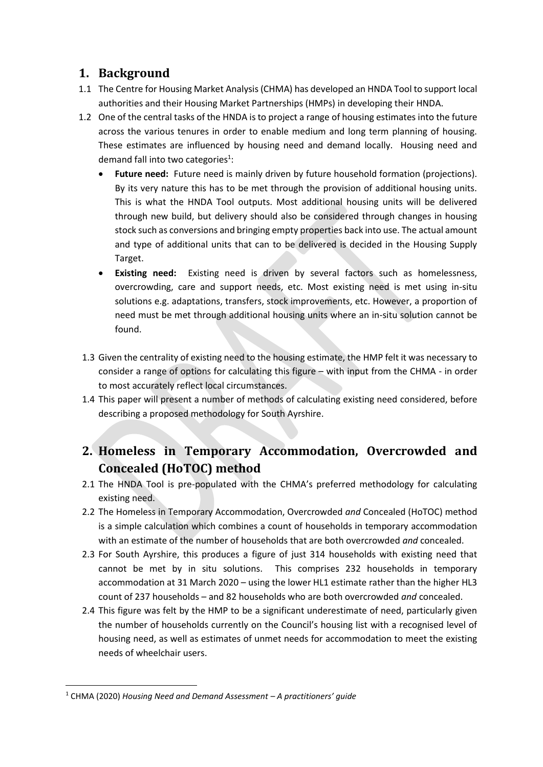## 1. Background

1.1 The Centre for Housing Market Analysis (CHMA) has developed an HNDA Tool to support local authorities and their Housing Market Partnerships (HMPs) in developing their HNDA.

1.2 One of the central tasks of the HNDA is to project a range of housing estimates into the future across the various tenures in order to enable medium and long term planning of housing. These estimates are influenced by housing need and demand locally. Housing need and demand fall into two categories[1]:

- **Future need:** Future need is mainly driven by future household formation (projections). By its very nature this has to be met through the provision of additional housing units. This is what the HNDA Tool outputs. Most additional housing units will be delivered through new build, but delivery should also be considered through changes in housing stock such as conversions and bringing empty properties back into use. The actual amount and type of additional units that can to be delivered is decided in the Housing Supply Target.
- **Existing need:** Existing need is driven by several factors such as homelessness, overcrowding, care and support needs, etc. Most existing need is met using in-situ solutions e.g. adaptations, transfers, stock improvements, etc. However, a proportion of need must be met through additional housing units where an in-situ solution cannot be found.

1.3 Given the centrality of existing need to the housing estimate, the HMP felt it was necessary to consider a range of options for calculating this figure – with input from the CHMA - in order to most accurately reflect local circumstances.

1.4 This paper will present a number of methods of calculating existing need considered, before describing a proposed methodology for South Ayrshire.

## 2. Homeless in Temporary Accommodation, Overcrowded and Concealed (HoTOC) method

2.1 The HNDA Tool is pre-populated with the CHMA's preferred methodology for calculating existing need.

2.2 The Homeless in Temporary Accommodation, Overcrowded *and* Concealed (HoTOC) method is a simple calculation which combines a count of households in temporary accommodation with an estimate of the number of households that are both overcrowded *and* concealed.

2.3 For South Ayrshire, this produces a figure of just 314 households with existing need that cannot be met by in situ solutions. This comprises 232 households in temporary accommodation at 31 March 2020 – using the lower HL1 estimate rather than the higher HL3 count of 237 households – and 82 households who are both overcrowded *and* concealed.

2.4 This figure was felt by the HMP to be a significant underestimate of need, particularly given the number of households currently on the Council's housing list with a recognised level of housing need, as well as estimates of unmet needs for accommodation to meet the existing needs of wheelchair users.

---

[1] CHMA (2020) *Housing Need and Demand Assessment – A practitioners' guide*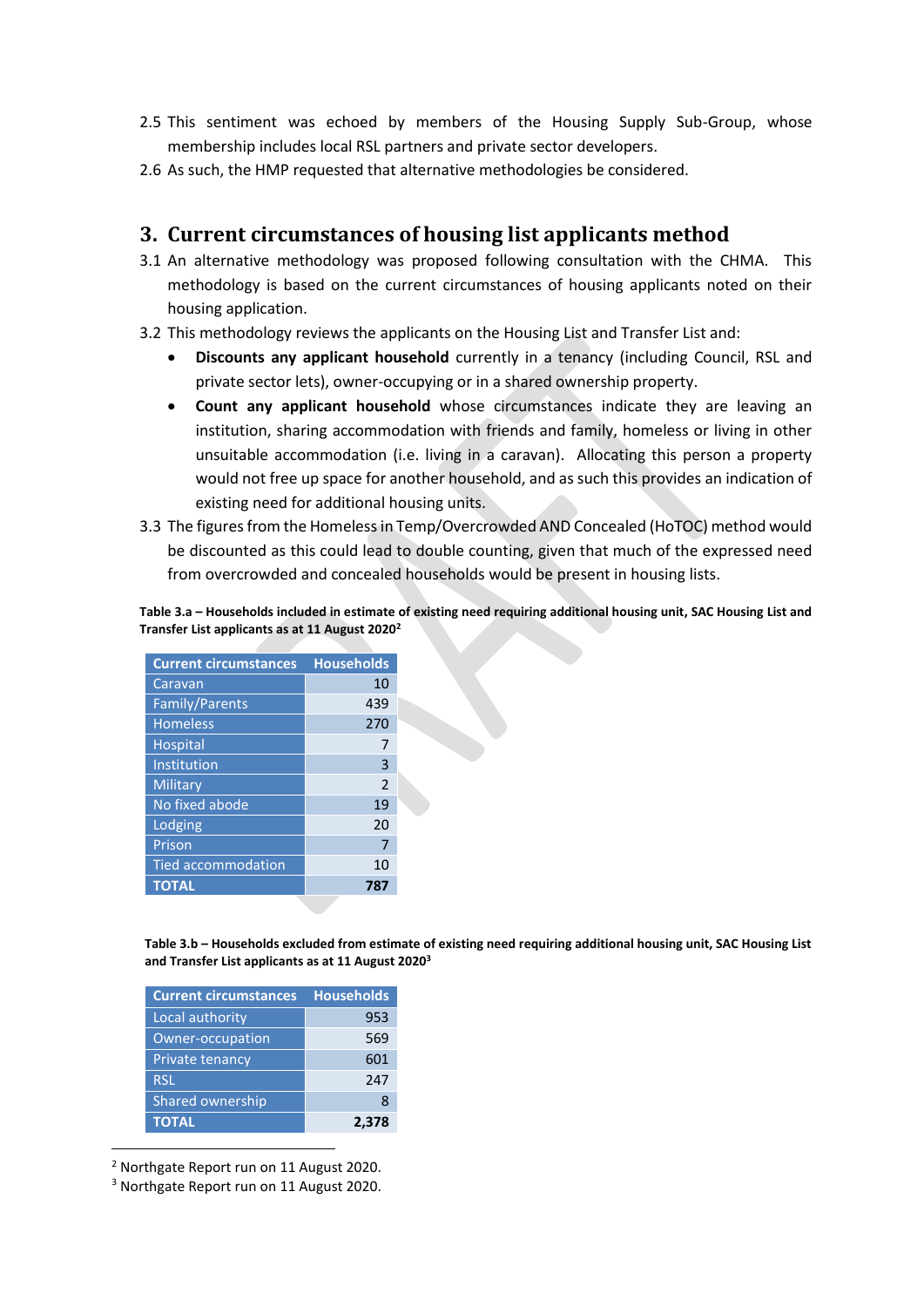2.5 This sentiment was echoed by members of the Housing Supply Sub-Group, whose membership includes local RSL partners and private sector developers.

2.6 As such, the HMP requested that alternative methodologies be considered.

## 3. Current circumstances of housing list applicants method

3.1 An alternative methodology was proposed following consultation with the CHMA. This methodology is based on the current circumstances of housing applicants noted on their housing application.

3.2 This methodology reviews the applicants on the Housing List and Transfer List and:

- **Discounts any applicant household** currently in a tenancy (including Council, RSL and private sector lets), owner-occupying or in a shared ownership property.
- **Count any applicant household** whose circumstances indicate they are leaving an institution, sharing accommodation with friends and family, homeless or living in other unsuitable accommodation (i.e. living in a caravan). Allocating this person a property would not free up space for another household, and as such this provides an indication of existing need for additional housing units.

3.3 The figures from the Homeless in Temp/Overcrowded AND Concealed (HoTOC) method would be discounted as this could lead to double counting, given that much of the expressed need from overcrowded and concealed households would be present in housing lists.

**Table 3.a – Households included in estimate of existing need requiring additional housing unit, SAC Housing List and Transfer List applicants as at 11 August 2020[2]**

| Current circumstances | Households |
|---|---|
| Caravan | 10 |
| Family/Parents | 439 |
| Homeless | 270 |
| Hospital | 7 |
| Institution | 3 |
| Military | 2 |
| No fixed abode | 19 |
| Lodging | 20 |
| Prison | 7 |
| Tied accommodation | 10 |
| **TOTAL** | **787** |

**Table 3.b – Households excluded from estimate of existing need requiring additional housing unit, SAC Housing List and Transfer List applicants as at 11 August 2020[3]**

| Current circumstances | Households |
|---|---|
| Local authority | 953 |
| Owner-occupation | 569 |
| Private tenancy | 601 |
| RSL | 247 |
| Shared ownership | 8 |
| **TOTAL** | **2,378** |

[2] Northgate Report run on 11 August 2020.

[3] Northgate Report run on 11 August 2020.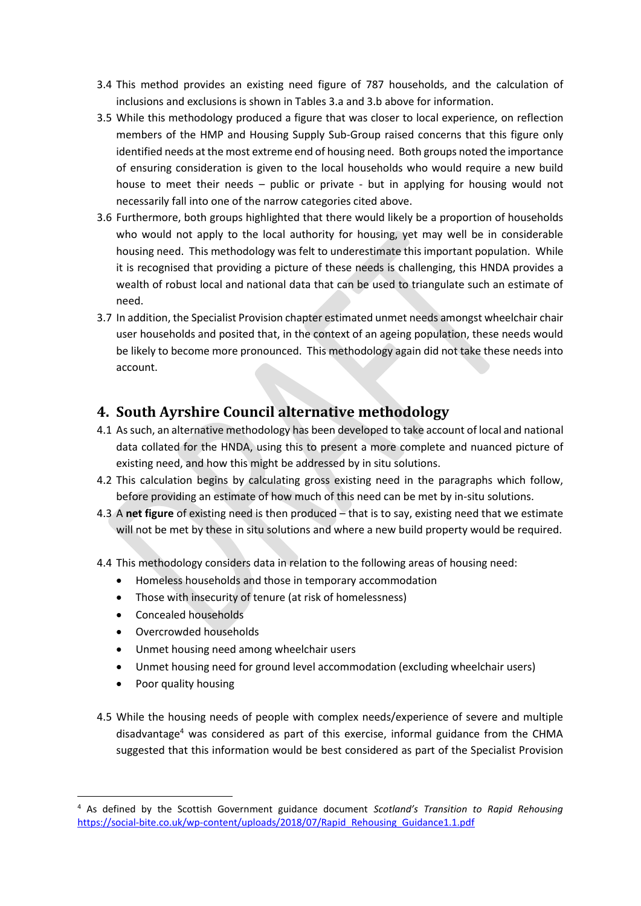3.4 This method provides an existing need figure of 787 households, and the calculation of inclusions and exclusions is shown in Tables 3.a and 3.b above for information.

3.5 While this methodology produced a figure that was closer to local experience, on reflection members of the HMP and Housing Supply Sub-Group raised concerns that this figure only identified needs at the most extreme end of housing need. Both groups noted the importance of ensuring consideration is given to the local households who would require a new build house to meet their needs – public or private - but in applying for housing would not necessarily fall into one of the narrow categories cited above.

3.6 Furthermore, both groups highlighted that there would likely be a proportion of households who would not apply to the local authority for housing, yet may well be in considerable housing need. This methodology was felt to underestimate this important population. While it is recognised that providing a picture of these needs is challenging, this HNDA provides a wealth of robust local and national data that can be used to triangulate such an estimate of need.

3.7 In addition, the Specialist Provision chapter estimated unmet needs amongst wheelchair chair user households and posited that, in the context of an ageing population, these needs would be likely to become more pronounced. This methodology again did not take these needs into account.

## 4. South Ayrshire Council alternative methodology

4.1 As such, an alternative methodology has been developed to take account of local and national data collated for the HNDA, using this to present a more complete and nuanced picture of existing need, and how this might be addressed by in situ solutions.

4.2 This calculation begins by calculating gross existing need in the paragraphs which follow, before providing an estimate of how much of this need can be met by in-situ solutions.

4.3 A **net figure** of existing need is then produced – that is to say, existing need that we estimate will not be met by these in situ solutions and where a new build property would be required.

4.4 This methodology considers data in relation to the following areas of housing need:

- Homeless households and those in temporary accommodation
- Those with insecurity of tenure (at risk of homelessness)
- Concealed households
- Overcrowded households
- Unmet housing need among wheelchair users
- Unmet housing need for ground level accommodation (excluding wheelchair users)
- Poor quality housing

4.5 While the housing needs of people with complex needs/experience of severe and multiple disadvantage[4] was considered as part of this exercise, informal guidance from the CHMA suggested that this information would be best considered as part of the Specialist Provision

[4] As defined by the Scottish Government guidance document *Scotland's Transition to Rapid Rehousing* https://social-bite.co.uk/wp-content/uploads/2018/07/Rapid_Rehousing_Guidance1.1.pdf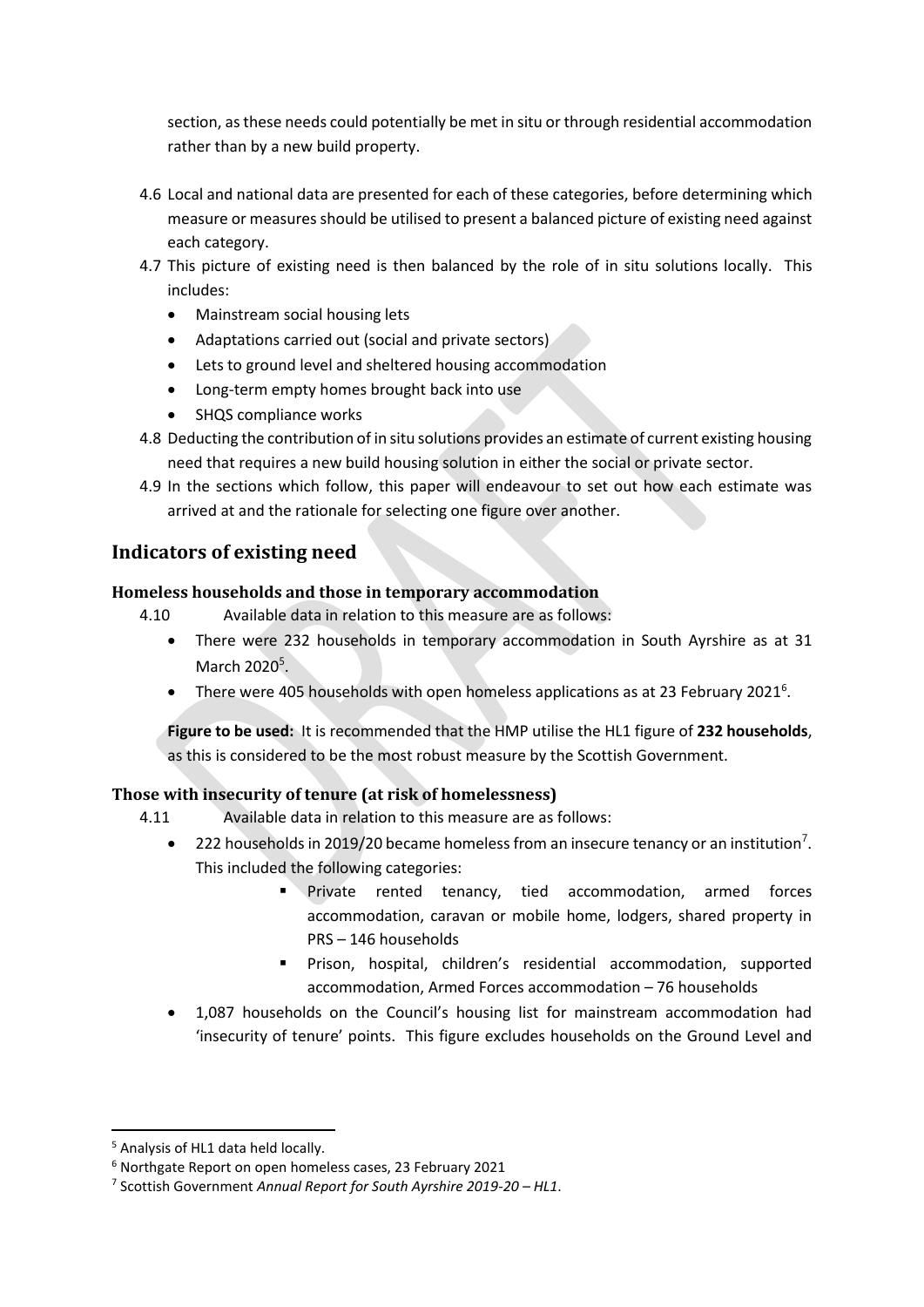section, as these needs could potentially be met in situ or through residential accommodation rather than by a new build property.

4.6 Local and national data are presented for each of these categories, before determining which measure or measures should be utilised to present a balanced picture of existing need against each category.

4.7 This picture of existing need is then balanced by the role of in situ solutions locally. This includes:

- Mainstream social housing lets
- Adaptations carried out (social and private sectors)
- Lets to ground level and sheltered housing accommodation
- Long-term empty homes brought back into use
- SHQS compliance works

4.8 Deducting the contribution of in situ solutions provides an estimate of current existing housing need that requires a new build housing solution in either the social or private sector.

4.9 In the sections which follow, this paper will endeavour to set out how each estimate was arrived at and the rationale for selecting one figure over another.

## Indicators of existing need

### Homeless households and those in temporary accommodation

4.10 Available data in relation to this measure are as follows:

- There were 232 households in temporary accommodation in South Ayrshire as at 31 March 2020[5].
- There were 405 households with open homeless applications as at 23 February 2021[6].

**Figure to be used:** It is recommended that the HMP utilise the HL1 figure of **232 households**, as this is considered to be the most robust measure by the Scottish Government.

### Those with insecurity of tenure (at risk of homelessness)

4.11 Available data in relation to this measure are as follows:

- 222 households in 2019/20 became homeless from an insecure tenancy or an institution[7]. This included the following categories:
  - Private rented tenancy, tied accommodation, armed forces accommodation, caravan or mobile home, lodgers, shared property in PRS – 146 households
  - Prison, hospital, children's residential accommodation, supported accommodation, Armed Forces accommodation – 76 households
- 1,087 households on the Council's housing list for mainstream accommodation had 'insecurity of tenure' points. This figure excludes households on the Ground Level and

---

[5] Analysis of HL1 data held locally.

[6] Northgate Report on open homeless cases, 23 February 2021

[7] Scottish Government *Annual Report for South Ayrshire 2019-20 – HL1*.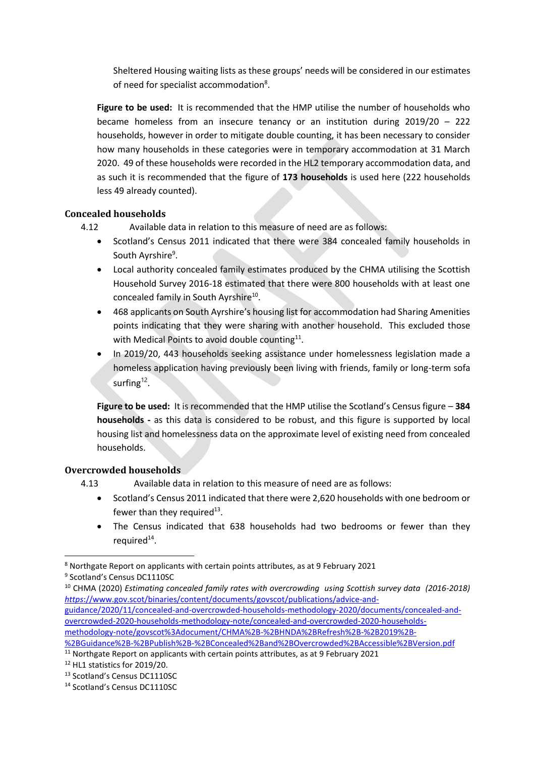Sheltered Housing waiting lists as these groups' needs will be considered in our estimates of need for specialist accommodation[8].

**Figure to be used:** It is recommended that the HMP utilise the number of households who became homeless from an insecure tenancy or an institution during 2019/20 – 222 households, however in order to mitigate double counting, it has been necessary to consider how many households in these categories were in temporary accommodation at 31 March 2020. 49 of these households were recorded in the HL2 temporary accommodation data, and as such it is recommended that the figure of **173 households** is used here (222 households less 49 already counted).

### Concealed households

4.12 Available data in relation to this measure of need are as follows:

- Scotland's Census 2011 indicated that there were 384 concealed family households in South Ayrshire[9].
- Local authority concealed family estimates produced by the CHMA utilising the Scottish Household Survey 2016-18 estimated that there were 800 households with at least one concealed family in South Ayrshire[10].
- 468 applicants on South Ayrshire's housing list for accommodation had Sharing Amenities points indicating that they were sharing with another household. This excluded those with Medical Points to avoid double counting[11].
- In 2019/20, 443 households seeking assistance under homelessness legislation made a homeless application having previously been living with friends, family or long-term sofa surfing[12].

**Figure to be used:** It is recommended that the HMP utilise the Scotland's Census figure – **384 households -** as this data is considered to be robust, and this figure is supported by local housing list and homelessness data on the approximate level of existing need from concealed households.

### Overcrowded households

4.13 Available data in relation to this measure of need are as follows:

- Scotland's Census 2011 indicated that there were 2,620 households with one bedroom or fewer than they required[13].
- The Census indicated that 638 households had two bedrooms or fewer than they required[14].

---

[8] Northgate Report on applicants with certain points attributes, as at 9 February 2021

[9] Scotland's Census DC1110SC

[10] CHMA (2020) *Estimating concealed family rates with overcrowding using Scottish survey data (2016-2018)* https://www.gov.scot/binaries/content/documents/govscot/publications/advice-and-guidance/2020/11/concealed-and-overcrowded-households-methodology-2020/documents/concealed-and-overcrowded-2020-households-methodology-note/concealed-and-overcrowded-2020-households-methodology-note/govscot%3Adocument/CHMA%2B-%2BHNDA%2BRefresh%2B-%2B2019%2B-%2BGuidance%2B-%2BPublish%2B-%2BConcealed%2Band%2BOvercrowded%2BAccessible%2BVersion.pdf

[11] Northgate Report on applicants with certain points attributes, as at 9 February 2021

[12] HL1 statistics for 2019/20.

[13] Scotland's Census DC1110SC

[14] Scotland's Census DC1110SC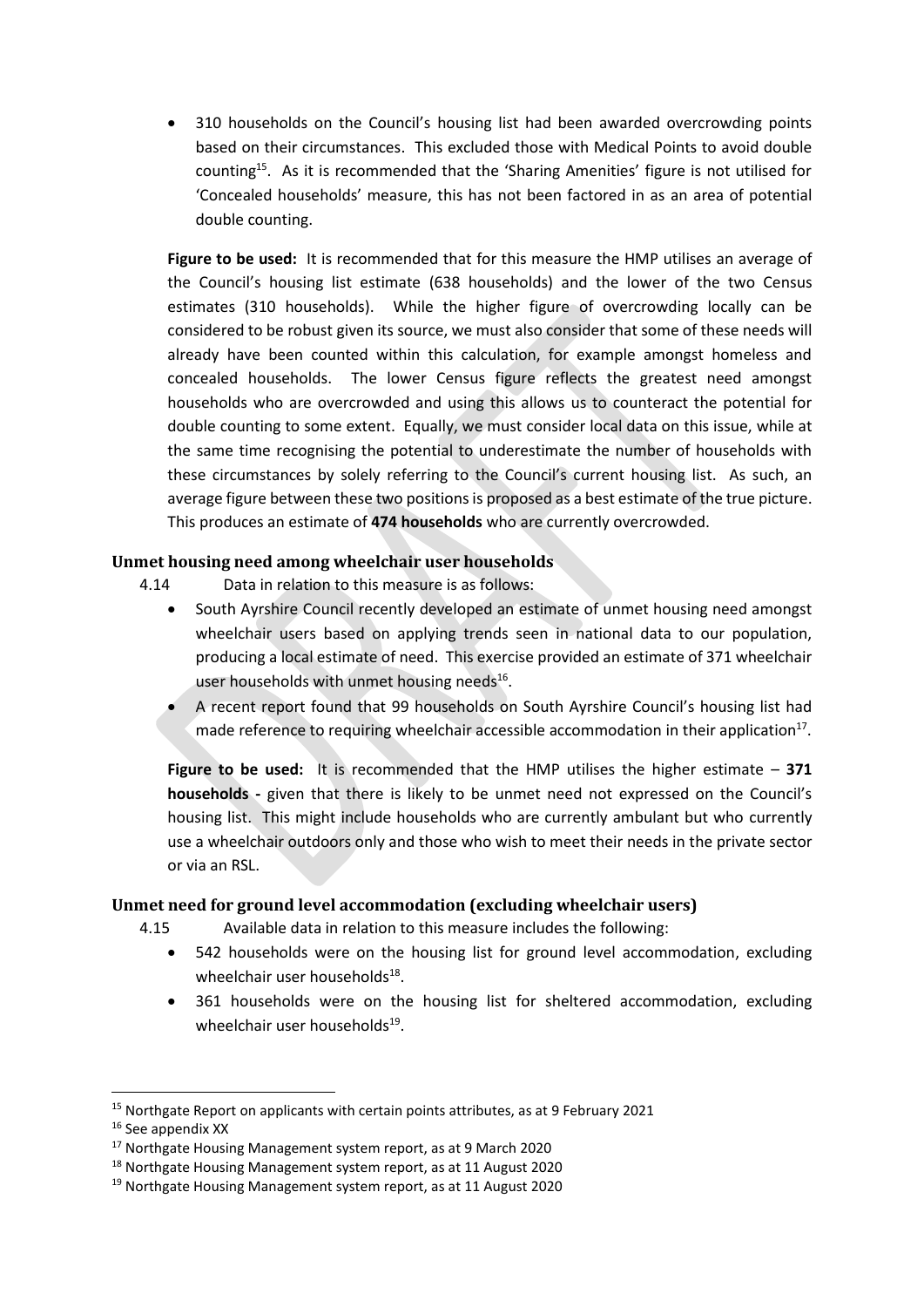- 310 households on the Council's housing list had been awarded overcrowding points based on their circumstances. This excluded those with Medical Points to avoid double counting[15]. As it is recommended that the 'Sharing Amenities' figure is not utilised for 'Concealed households' measure, this has not been factored in as an area of potential double counting.

**Figure to be used:** It is recommended that for this measure the HMP utilises an average of the Council's housing list estimate (638 households) and the lower of the two Census estimates (310 households). While the higher figure of overcrowding locally can be considered to be robust given its source, we must also consider that some of these needs will already have been counted within this calculation, for example amongst homeless and concealed households. The lower Census figure reflects the greatest need amongst households who are overcrowded and using this allows us to counteract the potential for double counting to some extent. Equally, we must consider local data on this issue, while at the same time recognising the potential to underestimate the number of households with these circumstances by solely referring to the Council's current housing list. As such, an average figure between these two positions is proposed as a best estimate of the true picture. This produces an estimate of **474 households** who are currently overcrowded.

### Unmet housing need among wheelchair user households

4.14 Data in relation to this measure is as follows:

- South Ayrshire Council recently developed an estimate of unmet housing need amongst wheelchair users based on applying trends seen in national data to our population, producing a local estimate of need. This exercise provided an estimate of 371 wheelchair user households with unmet housing needs[16].
- A recent report found that 99 households on South Ayrshire Council's housing list had made reference to requiring wheelchair accessible accommodation in their application[17].

**Figure to be used:** It is recommended that the HMP utilises the higher estimate – **371 households -** given that there is likely to be unmet need not expressed on the Council's housing list. This might include households who are currently ambulant but who currently use a wheelchair outdoors only and those who wish to meet their needs in the private sector or via an RSL.

### Unmet need for ground level accommodation (excluding wheelchair users)

4.15 Available data in relation to this measure includes the following:

- 542 households were on the housing list for ground level accommodation, excluding wheelchair user households[18].
- 361 households were on the housing list for sheltered accommodation, excluding wheelchair user households[19].

---

[15] Northgate Report on applicants with certain points attributes, as at 9 February 2021

[16] See appendix XX

[17] Northgate Housing Management system report, as at 9 March 2020

[18] Northgate Housing Management system report, as at 11 August 2020

[19] Northgate Housing Management system report, as at 11 August 2020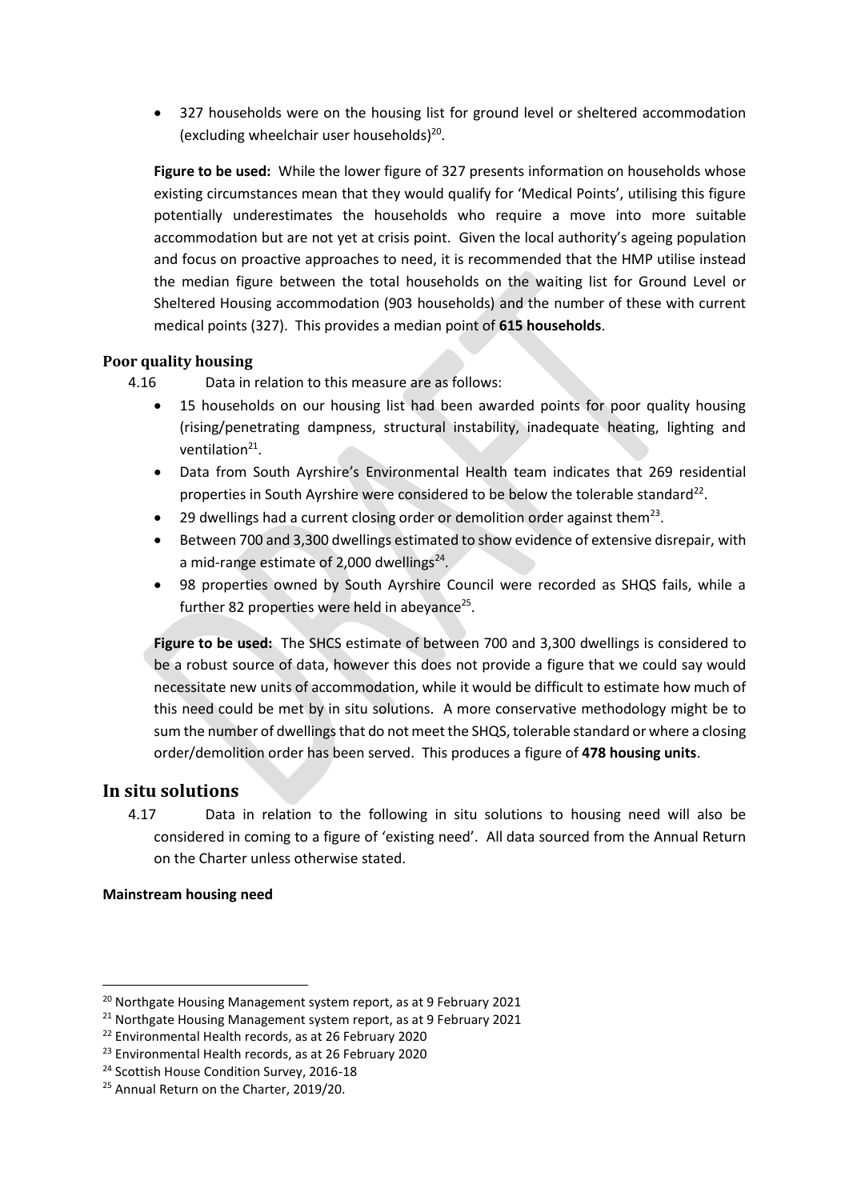- 327 households were on the housing list for ground level or sheltered accommodation (excluding wheelchair user households)[20].

**Figure to be used:** While the lower figure of 327 presents information on households whose existing circumstances mean that they would qualify for 'Medical Points', utilising this figure potentially underestimates the households who require a move into more suitable accommodation but are not yet at crisis point. Given the local authority's ageing population and focus on proactive approaches to need, it is recommended that the HMP utilise instead the median figure between the total households on the waiting list for Ground Level or Sheltered Housing accommodation (903 households) and the number of these with current medical points (327). This provides a median point of **615 households**.

### Poor quality housing

4.16 Data in relation to this measure are as follows:

- 15 households on our housing list had been awarded points for poor quality housing (rising/penetrating dampness, structural instability, inadequate heating, lighting and ventilation[21].
- Data from South Ayrshire's Environmental Health team indicates that 269 residential properties in South Ayrshire were considered to be below the tolerable standard[22].
- 29 dwellings had a current closing order or demolition order against them[23].
- Between 700 and 3,300 dwellings estimated to show evidence of extensive disrepair, with a mid-range estimate of 2,000 dwellings[24].
- 98 properties owned by South Ayrshire Council were recorded as SHQS fails, while a further 82 properties were held in abeyance[25].

**Figure to be used:** The SHCS estimate of between 700 and 3,300 dwellings is considered to be a robust source of data, however this does not provide a figure that we could say would necessitate new units of accommodation, while it would be difficult to estimate how much of this need could be met by in situ solutions. A more conservative methodology might be to sum the number of dwellings that do not meet the SHQS, tolerable standard or where a closing order/demolition order has been served. This produces a figure of **478 housing units**.

## In situ solutions

4.17 Data in relation to the following in situ solutions to housing need will also be considered in coming to a figure of 'existing need'. All data sourced from the Annual Return on the Charter unless otherwise stated.

**Mainstream housing need**

---

[20] Northgate Housing Management system report, as at 9 February 2021
[21] Northgate Housing Management system report, as at 9 February 2021
[22] Environmental Health records, as at 26 February 2020
[23] Environmental Health records, as at 26 February 2020
[24] Scottish House Condition Survey, 2016-18
[25] Annual Return on the Charter, 2019/20.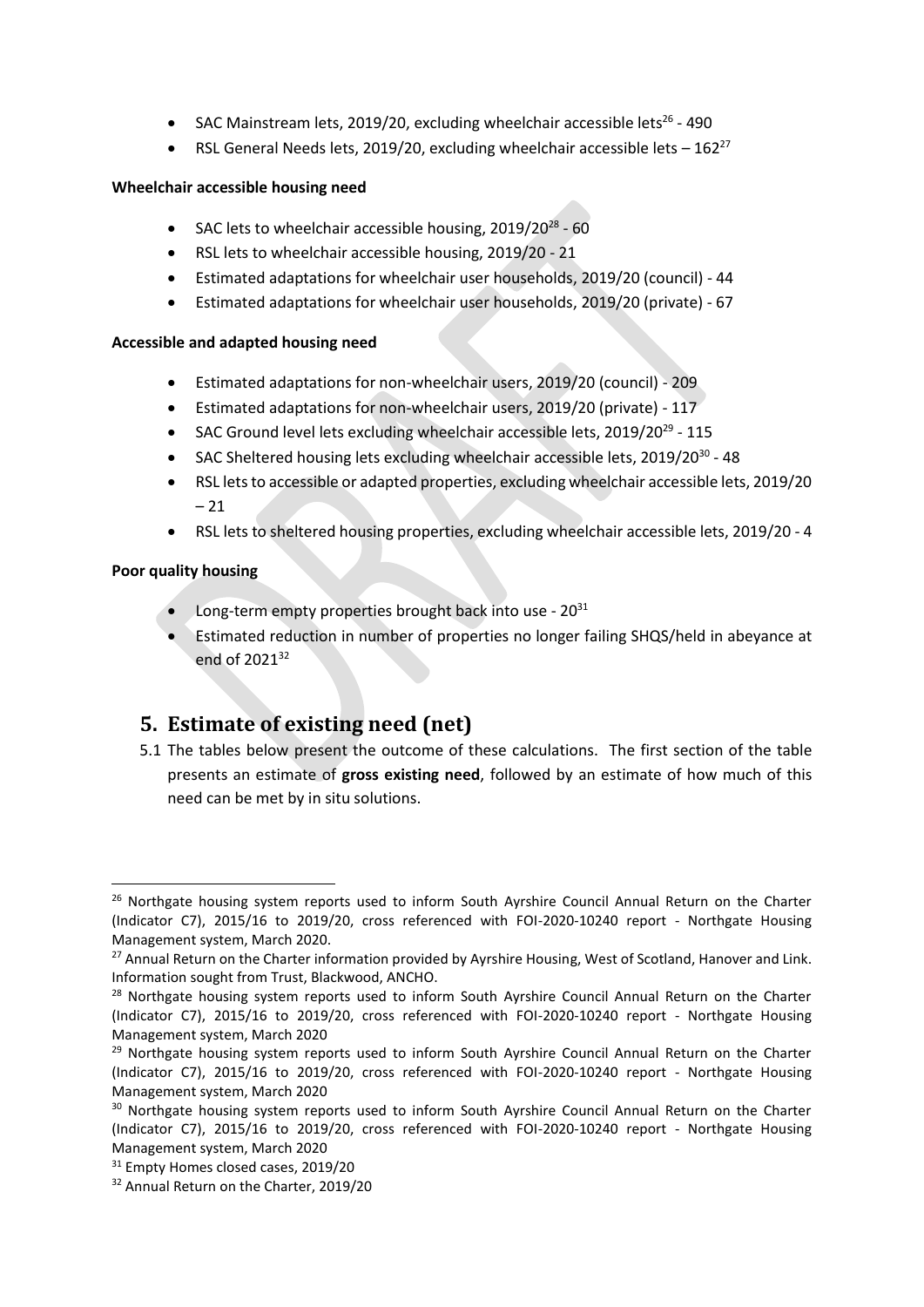- SAC Mainstream lets, 2019/20, excluding wheelchair accessible lets[26] - 490
- RSL General Needs lets, 2019/20, excluding wheelchair accessible lets – 162[27]

**Wheelchair accessible housing need**

- SAC lets to wheelchair accessible housing, 2019/20[28] - 60
- RSL lets to wheelchair accessible housing, 2019/20 - 21
- Estimated adaptations for wheelchair user households, 2019/20 (council) - 44
- Estimated adaptations for wheelchair user households, 2019/20 (private) - 67

**Accessible and adapted housing need**

- Estimated adaptations for non-wheelchair users, 2019/20 (council) - 209
- Estimated adaptations for non-wheelchair users, 2019/20 (private) - 117
- SAC Ground level lets excluding wheelchair accessible lets, 2019/20[29] - 115
- SAC Sheltered housing lets excluding wheelchair accessible lets, 2019/20[30] - 48
- RSL lets to accessible or adapted properties, excluding wheelchair accessible lets, 2019/20 – 21
- RSL lets to sheltered housing properties, excluding wheelchair accessible lets, 2019/20 - 4

**Poor quality housing**

- Long-term empty properties brought back into use - 20[31]
- Estimated reduction in number of properties no longer failing SHQS/held in abeyance at end of 2021[32]

## 5. Estimate of existing need (net)

5.1 The tables below present the outcome of these calculations. The first section of the table presents an estimate of **gross existing need**, followed by an estimate of how much of this need can be met by in situ solutions.

---

[26] Northgate housing system reports used to inform South Ayrshire Council Annual Return on the Charter (Indicator C7), 2015/16 to 2019/20, cross referenced with FOI-2020-10240 report - Northgate Housing Management system, March 2020.

[27] Annual Return on the Charter information provided by Ayrshire Housing, West of Scotland, Hanover and Link. Information sought from Trust, Blackwood, ANCHO.

[28] Northgate housing system reports used to inform South Ayrshire Council Annual Return on the Charter (Indicator C7), 2015/16 to 2019/20, cross referenced with FOI-2020-10240 report - Northgate Housing Management system, March 2020

[29] Northgate housing system reports used to inform South Ayrshire Council Annual Return on the Charter (Indicator C7), 2015/16 to 2019/20, cross referenced with FOI-2020-10240 report - Northgate Housing Management system, March 2020

[30] Northgate housing system reports used to inform South Ayrshire Council Annual Return on the Charter (Indicator C7), 2015/16 to 2019/20, cross referenced with FOI-2020-10240 report - Northgate Housing Management system, March 2020

[31] Empty Homes closed cases, 2019/20

[32] Annual Return on the Charter, 2019/20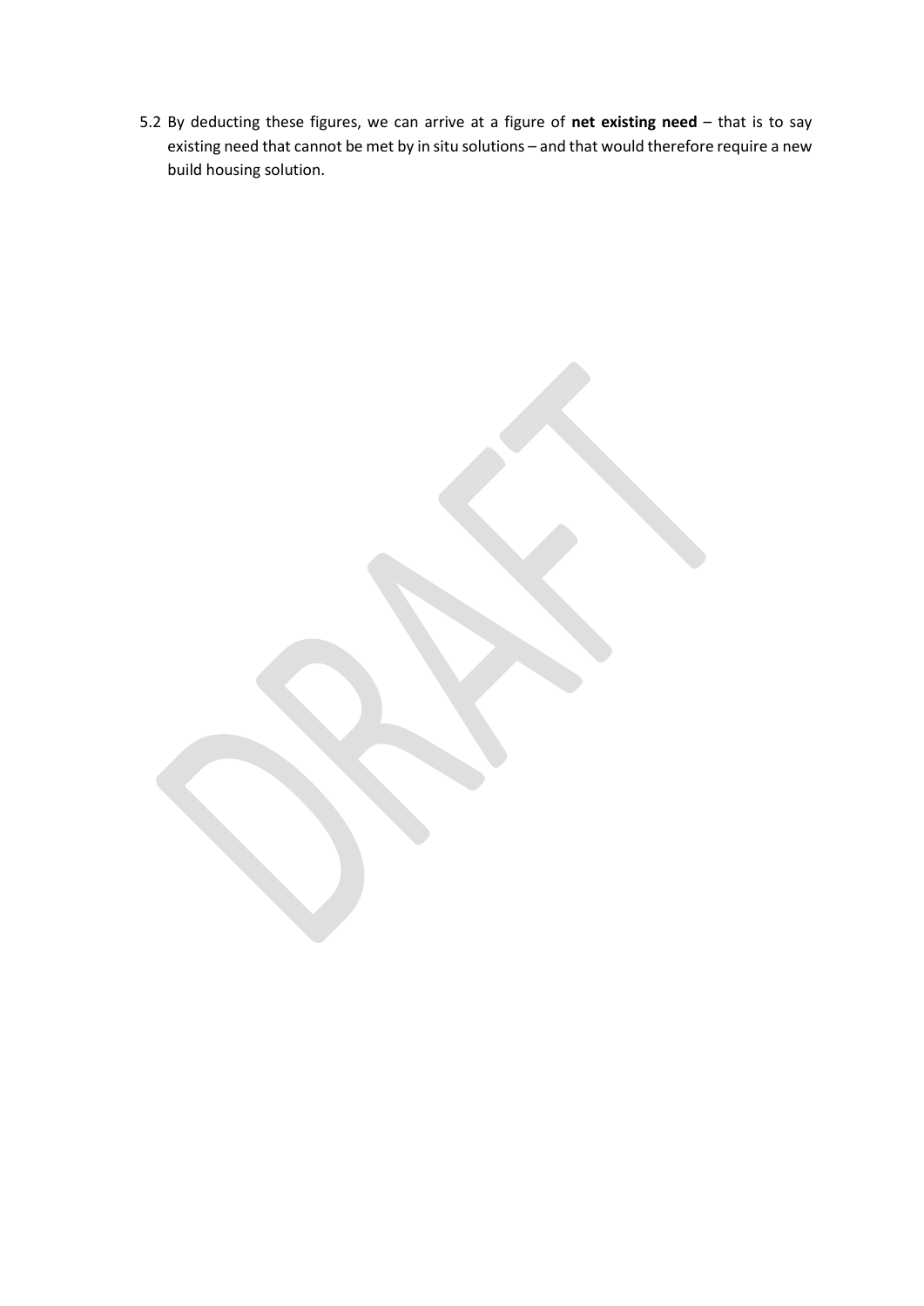5.2 By deducting these figures, we can arrive at a figure of **net existing need** – that is to say existing need that cannot be met by in situ solutions – and that would therefore require a new build housing solution.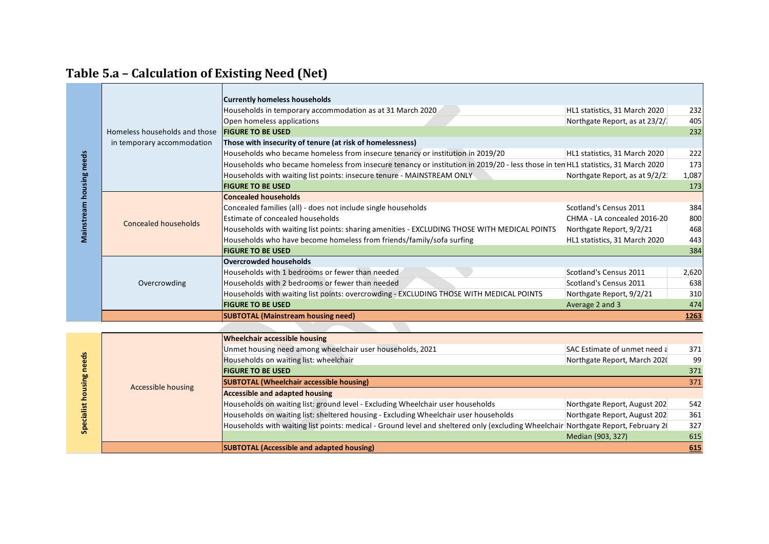## Table 5.a – Calculation of Existing Need (Net)

| | | | | |
|---|---|---|---|---|
| Mainstream housing needs | Homeless households and those in temporary accommodation | **Currently homeless households** | | |
| | | Households in temporary accommodation as at 31 March 2020 | HL1 statistics, 31 March 2020 | 232 |
| | | Open homeless applications | Northgate Report, as at 23/2/ | 405 |
| | | **FIGURE TO BE USED** | | 232 |
| | | **Those with insecurity of tenure (at risk of homelessness)** | | |
| | | Households who became homeless from insecure tenancy or institution in 2019/20 | HL1 statistics, 31 March 2020 | 222 |
| | | Households who became homeless from insecure tenancy or institution in 2019/20 - less those in ten | HL1 statistics, 31 March 2020 | 173 |
| | | Households with waiting list points: insecure tenure - MAINSTREAM ONLY | Northgate Report, as at 9/2/2 | 1,087 |
| | | **FIGURE TO BE USED** | | 173 |
| | Concealed households | **Concealed households** | | |
| | | Concealed families (all) - does not include single households | Scotland's Census 2011 | 384 |
| | | Estimate of concealed households | CHMA - LA concealed 2016-20 | 800 |
| | | Households with waiting list points: sharing amenities - EXCLUDING THOSE WITH MEDICAL POINTS | Northgate Report, 9/2/21 | 468 |
| | | Households who have become homeless from friends/family/sofa surfing | HL1 statistics, 31 March 2020 | 443 |
| | | **FIGURE TO BE USED** | | 384 |
| | Overcrowding | **Overcrowded households** | | |
| | | Households with 1 bedrooms or fewer than needed | Scotland's Census 2011 | 2,620 |
| | | Households with 2 bedrooms or fewer than needed | Scotland's Census 2011 | 638 |
| | | Households with waiting list points: overcrowding - EXCLUDING THOSE WITH MEDICAL POINTS | Northgate Report, 9/2/21 | 310 |
| | | **FIGURE TO BE USED** | Average 2 and 3 | 474 |
| | | **SUBTOTAL (Mainstream housing need)** | | **1263** |

| | | | | |
|---|---|---|---|---|
| Specialist housing needs | Accessible housing | **Wheelchair accessible housing** | | |
| | | Unmet housing need among wheelchair user households, 2021 | SAC Estimate of unmet need a | 371 |
| | | Households on waiting list: wheelchair | Northgate Report, March 202( | 99 |
| | | **FIGURE TO BE USED** | | 371 |
| | | **SUBTOTAL (Wheelchair accessible housing)** | | 371 |
| | | **Accessible and adapted housing** | | |
| | | Households on waiting list: ground level - Excluding Wheelchair user households | Northgate Report, August 202 | 542 |
| | | Households on waiting list: sheltered housing - Excluding Wheelchair user households | Northgate Report, August 202 | 361 |
| | | Households with waiting list points: medical - Ground level and sheltered only (excluding Wheelchair | Northgate Report, February 2( | 327 |
| | | | Median (903, 327) | 615 |
| | | **SUBTOTAL (Accessible and adapted housing)** | | **615** |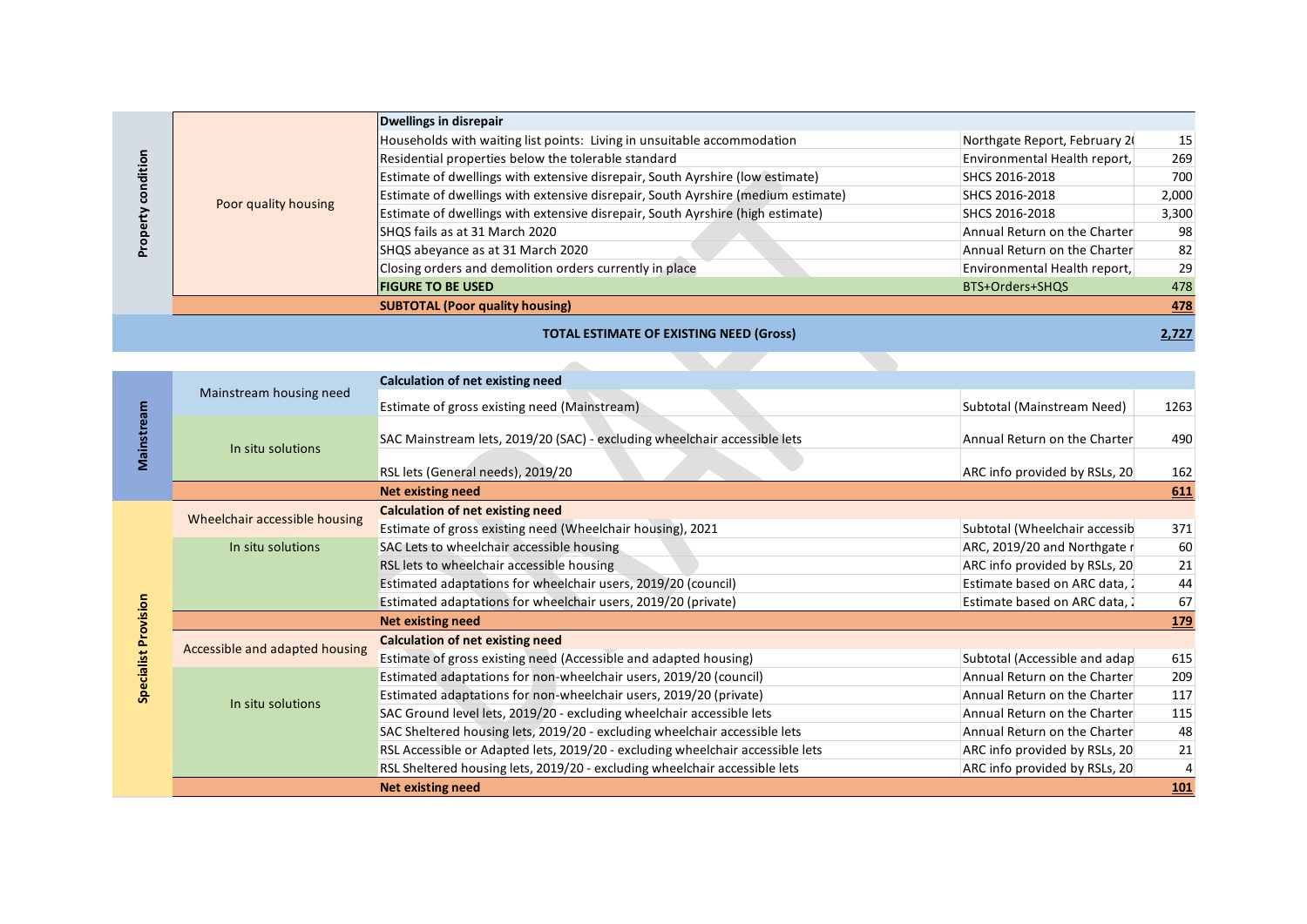| | | | | |
|---|---|---|---|---|
| Property condition | Poor quality housing | **Dwellings in disrepair** | | |
| | | Households with waiting list points: Living in unsuitable accommodation | Northgate Report, February 2( | 15 |
| | | Residential properties below the tolerable standard | Environmental Health report, | 269 |
| | | Estimate of dwellings with extensive disrepair, South Ayrshire (low estimate) | SHCS 2016-2018 | 700 |
| | | Estimate of dwellings with extensive disrepair, South Ayrshire (medium estimate) | SHCS 2016-2018 | 2,000 |
| | | Estimate of dwellings with extensive disrepair, South Ayrshire (high estimate) | SHCS 2016-2018 | 3,300 |
| | | SHQS fails as at 31 March 2020 | Annual Return on the Charter | 98 |
| | | SHQS abeyance as at 31 March 2020 | Annual Return on the Charter | 82 |
| | | Closing orders and demolition orders currently in place | Environmental Health report, | 29 |
| | | **FIGURE TO BE USED** | BTS+Orders+SHQS | 478 |
| | | **SUBTOTAL (Poor quality housing)** | | **478** |
| | | **TOTAL ESTIMATE OF EXISTING NEED (Gross)** | | **2,727** |

| | | | | |
|---|---|---|---|---|
| Mainstream | Mainstream housing need | **Calculation of net existing need** | | |
| | | Estimate of gross existing need (Mainstream) | Subtotal (Mainstream Need) | 1263 |
| | In situ solutions | SAC Mainstream lets, 2019/20 (SAC) - excluding wheelchair accessible lets | Annual Return on the Charter | 490 |
| | | RSL lets (General needs), 2019/20 | ARC info provided by RSLs, 20 | 162 |
| | | **Net existing need** | | **611** |
| Specialist Provision | Wheelchair accessible housing | **Calculation of net existing need** | | |
| | | Estimate of gross existing need (Wheelchair housing), 2021 | Subtotal (Wheelchair accessib | 371 |
| | In situ solutions | SAC Lets to wheelchair accessible housing | ARC, 2019/20 and Northgate r | 60 |
| | | RSL lets to wheelchair accessible housing | ARC info provided by RSLs, 20 | 21 |
| | | Estimated adaptations for wheelchair users, 2019/20 (council) | Estimate based on ARC data, : | 44 |
| | | Estimated adaptations for wheelchair users, 2019/20 (private) | Estimate based on ARC data, : | 67 |
| | | **Net existing need** | | **179** |
| | Accessible and adapted housing | **Calculation of net existing need** | | |
| | | Estimate of gross existing need (Accessible and adapted housing) | Subtotal (Accessible and adap | 615 |
| | In situ solutions | Estimated adaptations for non-wheelchair users, 2019/20 (council) | Annual Return on the Charter | 209 |
| | | Estimated adaptations for non-wheelchair users, 2019/20 (private) | Annual Return on the Charter | 117 |
| | | SAC Ground level lets, 2019/20 - excluding wheelchair accessible lets | Annual Return on the Charter | 115 |
| | | SAC Sheltered housing lets, 2019/20 - excluding wheelchair accessible lets | Annual Return on the Charter | 48 |
| | | RSL Accessible or Adapted lets, 2019/20 - excluding wheelchair accessible lets | ARC info provided by RSLs, 20 | 21 |
| | | RSL Sheltered housing lets, 2019/20 - excluding wheelchair accessible lets | ARC info provided by RSLs, 20 | 4 |
| | | **Net existing need** | | **101** |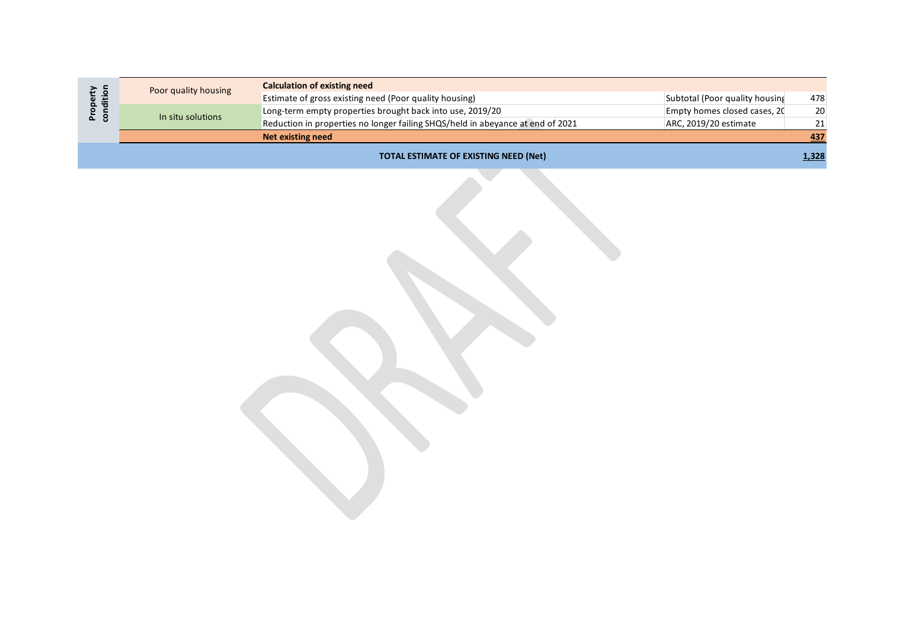| | | | | |
|---|---|---|---|---|
| Property condition | Poor quality housing | **Calculation of existing need** | | |
| | | Estimate of gross existing need (Poor quality housing) | Subtotal (Poor quality housing | 478 |
| | In situ solutions | Long-term empty properties brought back into use, 2019/20 | Empty homes closed cases, 20 | 20 |
| | | Reduction in properties no longer failing SHQS/held in abeyance at end of 2021 | ARC, 2019/20 estimate | 21 |
| | | **Net existing need** | | **437** |
| | | **TOTAL ESTIMATE OF EXISTING NEED (Net)** | | **1,328** |

DRAFT